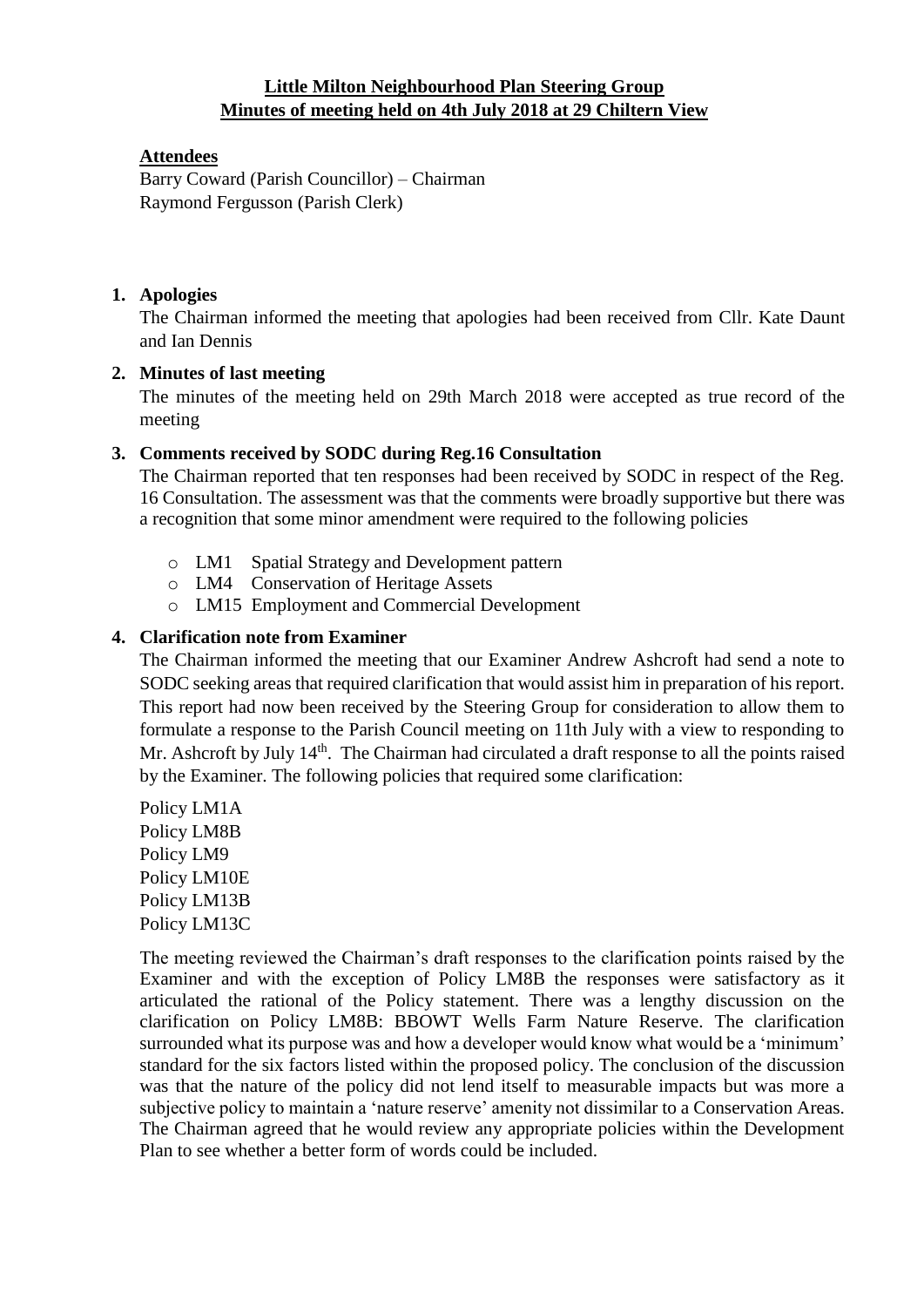# Little Milton Neighbourhood Plan Steering Group
# Minutes of meeting held on 4th July 2018 at 29 Chiltern View

**Attendees**

Barry Coward (Parish Councillor) – Chairman
Raymond Fergusson (Parish Clerk)

1. **Apologies**

   The Chairman informed the meeting that apologies had been received from Cllr. Kate Daunt and Ian Dennis

2. **Minutes of last meeting**

   The minutes of the meeting held on 29th March 2018 were accepted as true record of the meeting

3. **Comments received by SODC during Reg.16 Consultation**

   The Chairman reported that ten responses had been received by SODC in respect of the Reg. 16 Consultation. The assessment was that the comments were broadly supportive but there was a recognition that some minor amendment were required to the following policies

   - LM1 Spatial Strategy and Development pattern
   - LM4 Conservation of Heritage Assets
   - LM15 Employment and Commercial Development

4. **Clarification note from Examiner**

   The Chairman informed the meeting that our Examiner Andrew Ashcroft had send a note to SODC seeking areas that required clarification that would assist him in preparation of his report. This report had now been received by the Steering Group for consideration to allow them to formulate a response to the Parish Council meeting on 11th July with a view to responding to Mr. Ashcroft by July 14th. The Chairman had circulated a draft response to all the points raised by the Examiner. The following policies that required some clarification:

   Policy LM1A
   Policy LM8B
   Policy LM9
   Policy LM10E
   Policy LM13B
   Policy LM13C

   The meeting reviewed the Chairman's draft responses to the clarification points raised by the Examiner and with the exception of Policy LM8B the responses were satisfactory as it articulated the rational of the Policy statement. There was a lengthy discussion on the clarification on Policy LM8B: BBOWT Wells Farm Nature Reserve. The clarification surrounded what its purpose was and how a developer would know what would be a 'minimum' standard for the six factors listed within the proposed policy. The conclusion of the discussion was that the nature of the policy did not lend itself to measurable impacts but was more a subjective policy to maintain a 'nature reserve' amenity not dissimilar to a Conservation Areas. The Chairman agreed that he would review any appropriate policies within the Development Plan to see whether a better form of words could be included.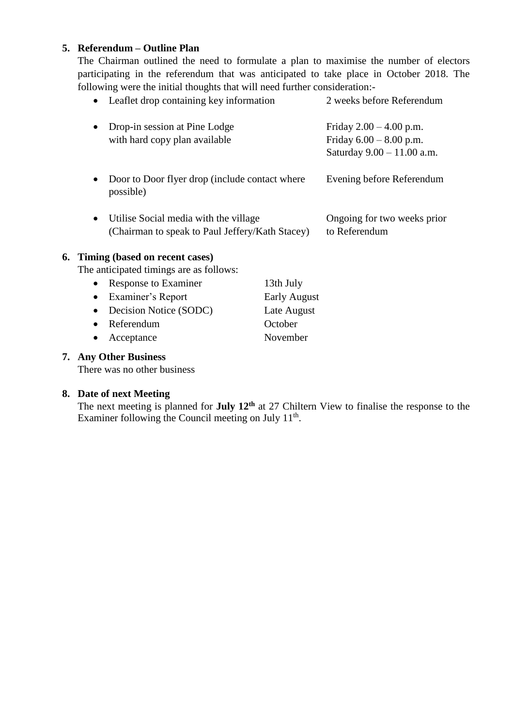5. **Referendum – Outline Plan**

   The Chairman outlined the need to formulate a plan to maximise the number of electors participating in the referendum that was anticipated to take place in October 2018. The following were the initial thoughts that will need further consideration:-

| | |
|---|---|
| • Leaflet drop containing key information | 2 weeks before Referendum |
| • Drop-in session at Pine Lodge with hard copy plan available | Friday 2.00 – 4.00 p.m.<br>Friday 6.00 – 8.00 p.m.<br>Saturday 9.00 – 11.00 a.m. |
| • Door to Door flyer drop (include contact where possible) | Evening before Referendum |
| • Utilise Social media with the village (Chairman to speak to Paul Jeffery/Kath Stacey) | Ongoing for two weeks prior to Referendum |

6. **Timing (based on recent cases)**

   The anticipated timings are as follows:

| | |
|---|---|
| • Response to Examiner | 13th July |
| • Examiner's Report | Early August |
| • Decision Notice (SODC) | Late August |
| • Referendum | October |
| • Acceptance | November |

7. **Any Other Business**

   There was no other business

8. **Date of next Meeting**

   The next meeting is planned for **July 12th** at 27 Chiltern View to finalise the response to the Examiner following the Council meeting on July 11th.